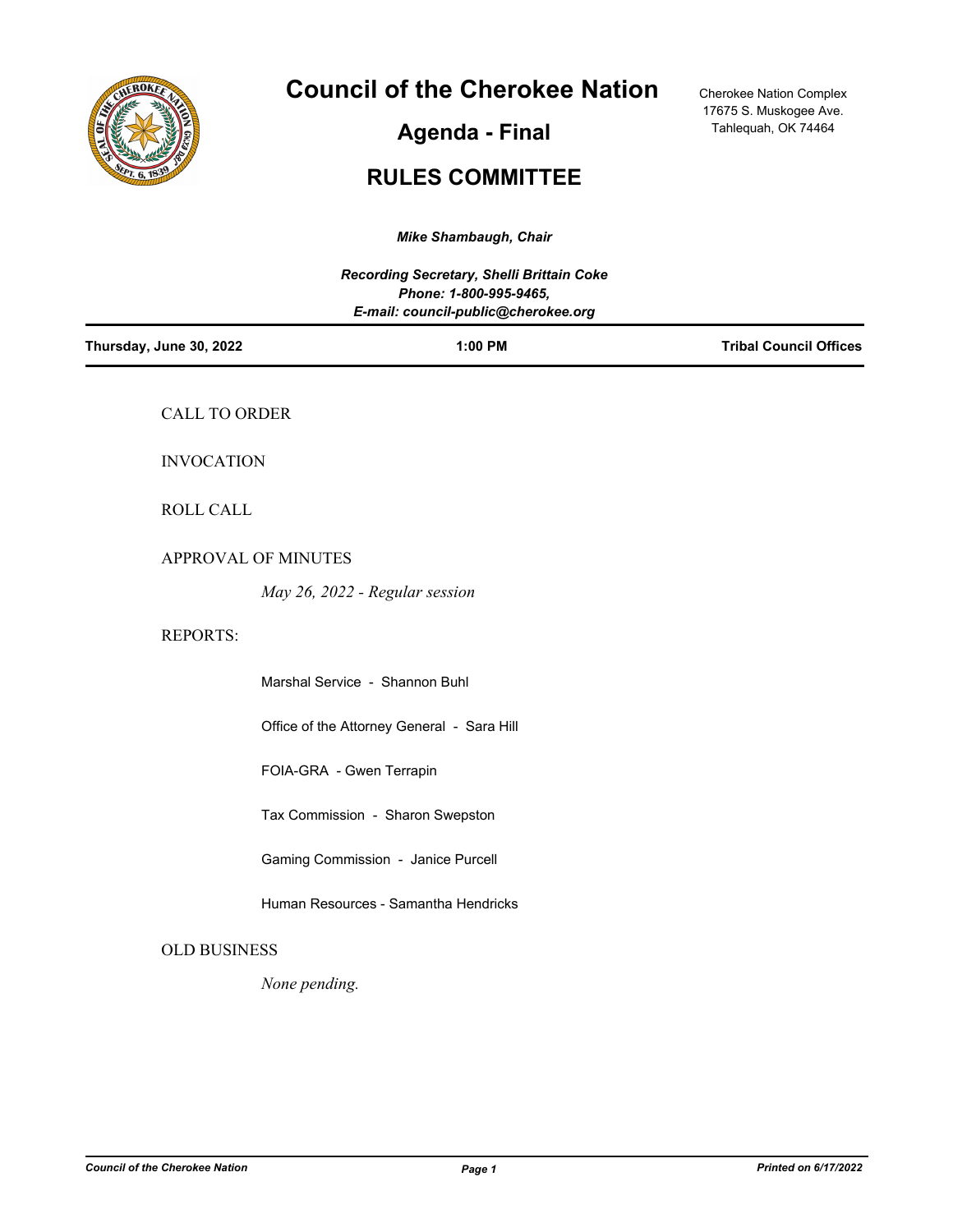# Council of the Cherokee Nation

Cherokee Nation Complex
17675 S. Muskogee Ave.
Tahlequah, OK 74464

## Agenda - Final

## RULES COMMITTEE

*Mike Shambaugh, Chair*

*Recording Secretary, Shelli Brittain Coke*
*Phone: 1-800-995-9465,*
*E-mail: council-public@cherokee.org*

**Thursday, June 30, 2022** | **1:00 PM** | **Tribal Council Offices**

CALL TO ORDER

INVOCATION

ROLL CALL

APPROVAL OF MINUTES

*May 26, 2022 - Regular session*

REPORTS:

Marshal Service - Shannon Buhl

Office of the Attorney General - Sara Hill

FOIA-GRA - Gwen Terrapin

Tax Commission - Sharon Swepston

Gaming Commission - Janice Purcell

Human Resources - Samantha Hendricks

OLD BUSINESS

*None pending.*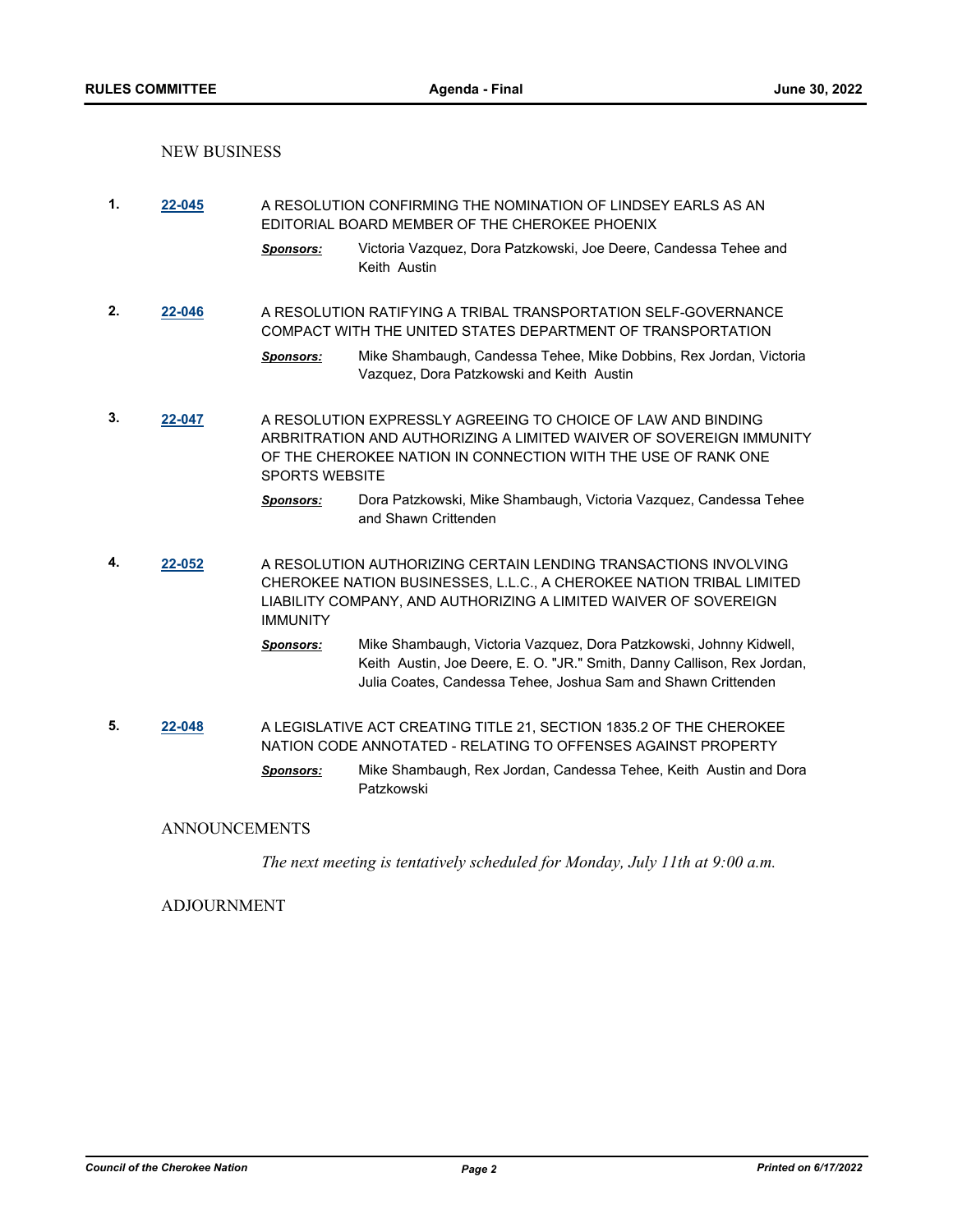## NEW BUSINESS

**1.** **22-045** A RESOLUTION CONFIRMING THE NOMINATION OF LINDSEY EARLS AS AN EDITORIAL BOARD MEMBER OF THE CHEROKEE PHOENIX

***Sponsors:*** Victoria Vazquez, Dora Patzkowski, Joe Deere, Candessa Tehee and Keith Austin

**2.** **22-046** A RESOLUTION RATIFYING A TRIBAL TRANSPORTATION SELF-GOVERNANCE COMPACT WITH THE UNITED STATES DEPARTMENT OF TRANSPORTATION

***Sponsors:*** Mike Shambaugh, Candessa Tehee, Mike Dobbins, Rex Jordan, Victoria Vazquez, Dora Patzkowski and Keith Austin

**3.** **22-047** A RESOLUTION EXPRESSLY AGREEING TO CHOICE OF LAW AND BINDING ARBITRATION AND AUTHORIZING A LIMITED WAIVER OF SOVEREIGN IMMUNITY OF THE CHEROKEE NATION IN CONNECTION WITH THE USE OF RANK ONE SPORTS WEBSITE

***Sponsors:*** Dora Patzkowski, Mike Shambaugh, Victoria Vazquez, Candessa Tehee and Shawn Crittenden

**4.** **22-052** A RESOLUTION AUTHORIZING CERTAIN LENDING TRANSACTIONS INVOLVING CHEROKEE NATION BUSINESSES, L.L.C., A CHEROKEE NATION TRIBAL LIMITED LIABILITY COMPANY, AND AUTHORIZING A LIMITED WAIVER OF SOVEREIGN IMMUNITY

***Sponsors:*** Mike Shambaugh, Victoria Vazquez, Dora Patzkowski, Johnny Kidwell, Keith Austin, Joe Deere, E. O. "JR." Smith, Danny Callison, Rex Jordan, Julia Coates, Candessa Tehee, Joshua Sam and Shawn Crittenden

**5.** **22-048** A LEGISLATIVE ACT CREATING TITLE 21, SECTION 1835.2 OF THE CHEROKEE NATION CODE ANNOTATED - RELATING TO OFFENSES AGAINST PROPERTY

***Sponsors:*** Mike Shambaugh, Rex Jordan, Candessa Tehee, Keith Austin and Dora Patzkowski

## ANNOUNCEMENTS

*The next meeting is tentatively scheduled for Monday, July 11th at 9:00 a.m.*

## ADJOURNMENT